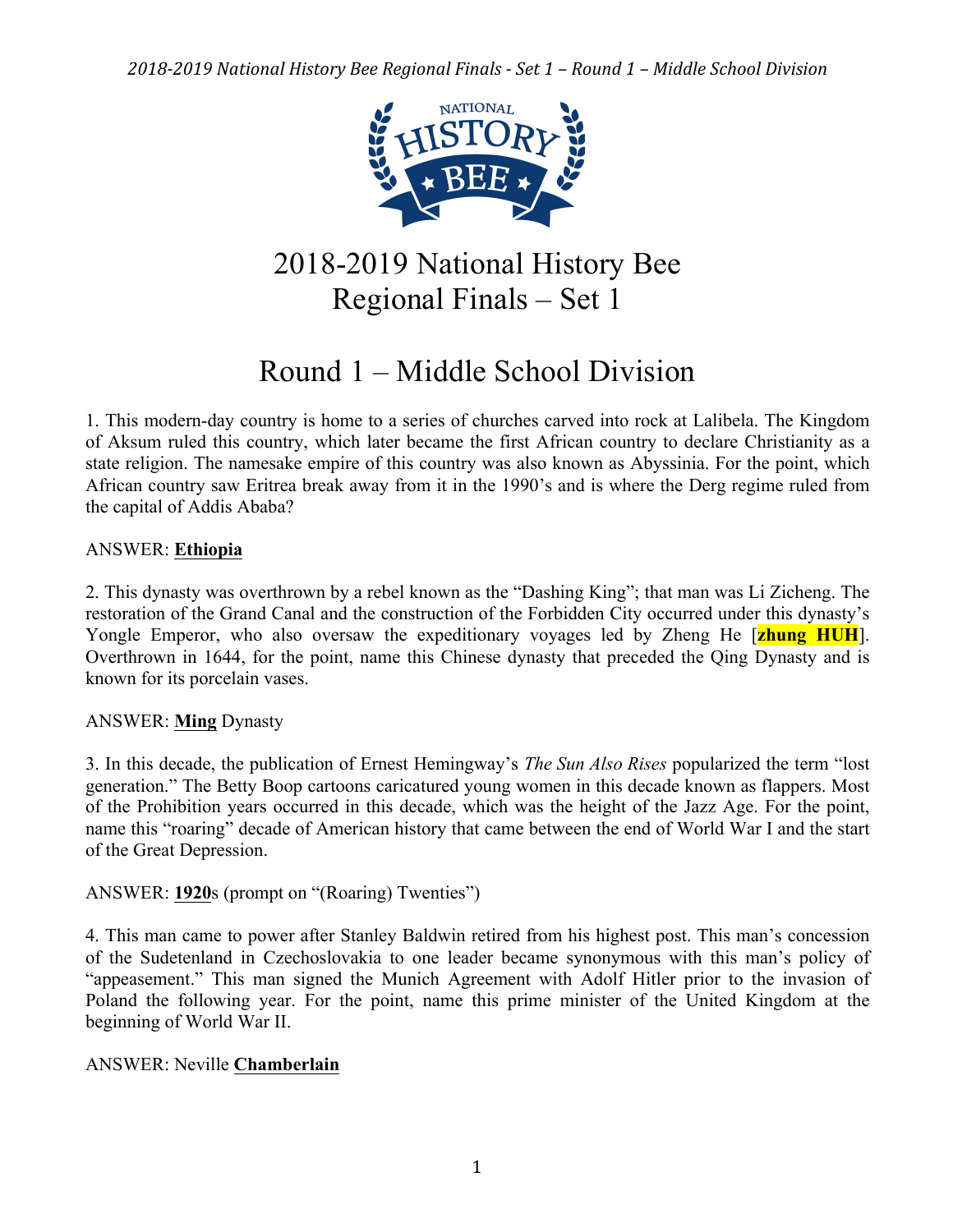# 2018-2019 National History Bee Regional Finals – Set 1

# Round 1 – Middle School Division

1. This modern-day country is home to a series of churches carved into rock at Lalibela. The Kingdom of Aksum ruled this country, which later became the first African country to declare Christianity as a state religion. The namesake empire of this country was also known as Abyssinia. For the point, which African country saw Eritrea break away from it in the 1990's and is where the Derg regime ruled from the capital of Addis Ababa?

ANSWER: **Ethiopia**

2. This dynasty was overthrown by a rebel known as the "Dashing King"; that man was Li Zicheng. The restoration of the Grand Canal and the construction of the Forbidden City occurred under this dynasty's Yongle Emperor, who also oversaw the expeditionary voyages led by Zheng He [**zhung HUH**]. Overthrown in 1644, for the point, name this Chinese dynasty that preceded the Qing Dynasty and is known for its porcelain vases.

ANSWER: **Ming** Dynasty

3. In this decade, the publication of Ernest Hemingway's *The Sun Also Rises* popularized the term "lost generation." The Betty Boop cartoons caricatured young women in this decade known as flappers. Most of the Prohibition years occurred in this decade, which was the height of the Jazz Age. For the point, name this "roaring" decade of American history that came between the end of World War I and the start of the Great Depression.

ANSWER: **1920**s (prompt on "(Roaring) Twenties")

4. This man came to power after Stanley Baldwin retired from his highest post. This man's concession of the Sudetenland in Czechoslovakia to one leader became synonymous with this man's policy of "appeasement." This man signed the Munich Agreement with Adolf Hitler prior to the invasion of Poland the following year. For the point, name this prime minister of the United Kingdom at the beginning of World War II.

ANSWER: Neville **Chamberlain**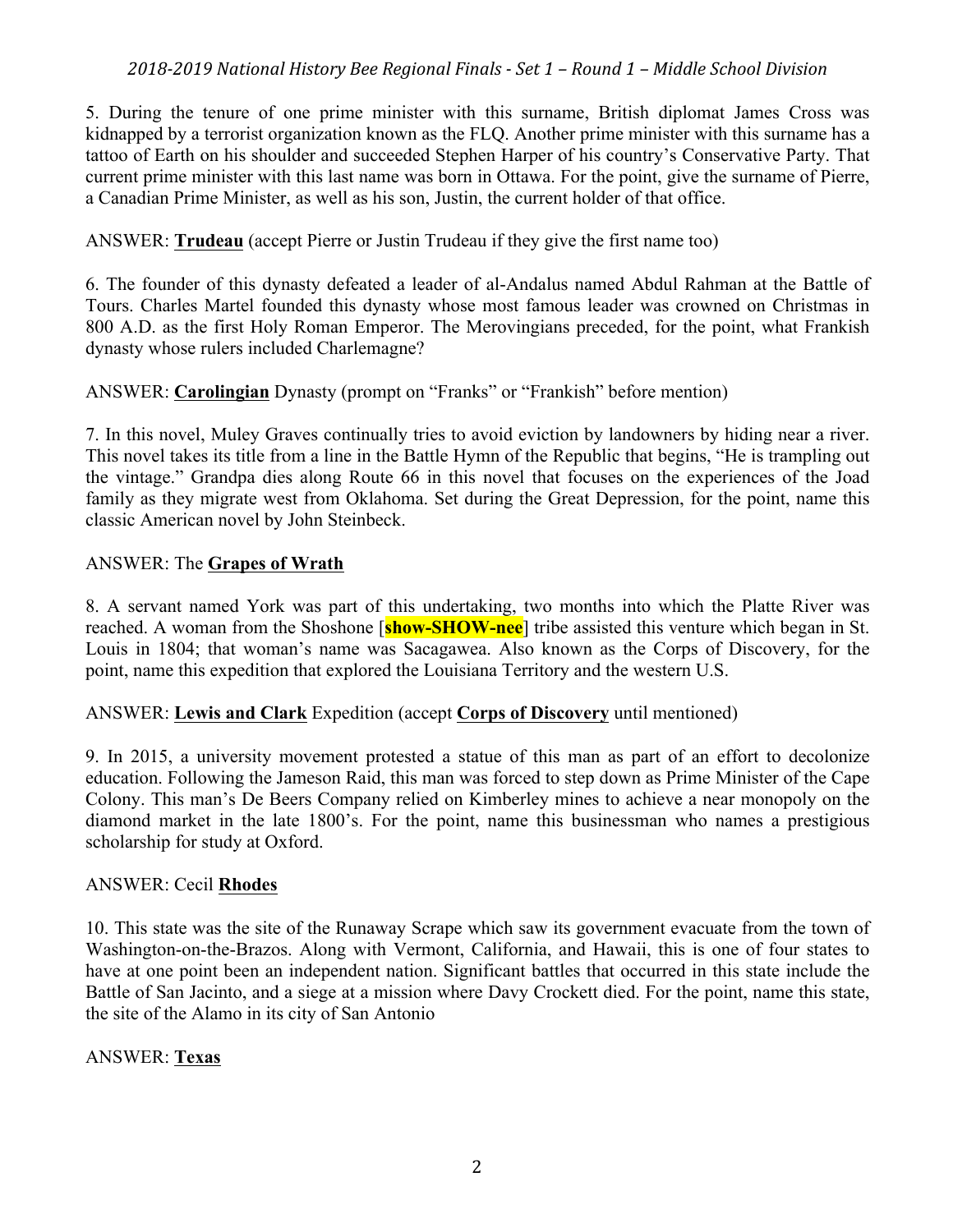5. During the tenure of one prime minister with this surname, British diplomat James Cross was kidnapped by a terrorist organization known as the FLQ. Another prime minister with this surname has a tattoo of Earth on his shoulder and succeeded Stephen Harper of his country's Conservative Party. That current prime minister with this last name was born in Ottawa. For the point, give the surname of Pierre, a Canadian Prime Minister, as well as his son, Justin, the current holder of that office.

ANSWER: **Trudeau** (accept Pierre or Justin Trudeau if they give the first name too)

6. The founder of this dynasty defeated a leader of al-Andalus named Abdul Rahman at the Battle of Tours. Charles Martel founded this dynasty whose most famous leader was crowned on Christmas in 800 A.D. as the first Holy Roman Emperor. The Merovingians preceded, for the point, what Frankish dynasty whose rulers included Charlemagne?

ANSWER: **Carolingian** Dynasty (prompt on "Franks" or "Frankish" before mention)

7. In this novel, Muley Graves continually tries to avoid eviction by landowners by hiding near a river. This novel takes its title from a line in the Battle Hymn of the Republic that begins, "He is trampling out the vintage." Grandpa dies along Route 66 in this novel that focuses on the experiences of the Joad family as they migrate west from Oklahoma. Set during the Great Depression, for the point, name this classic American novel by John Steinbeck.

ANSWER: The **Grapes of Wrath**

8. A servant named York was part of this undertaking, two months into which the Platte River was reached. A woman from the Shoshone [**show-SHOW-nee**] tribe assisted this venture which began in St. Louis in 1804; that woman's name was Sacagawea. Also known as the Corps of Discovery, for the point, name this expedition that explored the Louisiana Territory and the western U.S.

ANSWER: **Lewis and Clark** Expedition (accept **Corps of Discovery** until mentioned)

9. In 2015, a university movement protested a statue of this man as part of an effort to decolonize education. Following the Jameson Raid, this man was forced to step down as Prime Minister of the Cape Colony. This man's De Beers Company relied on Kimberley mines to achieve a near monopoly on the diamond market in the late 1800's. For the point, name this businessman who names a prestigious scholarship for study at Oxford.

ANSWER: Cecil **Rhodes**

10. This state was the site of the Runaway Scrape which saw its government evacuate from the town of Washington-on-the-Brazos. Along with Vermont, California, and Hawaii, this is one of four states to have at one point been an independent nation. Significant battles that occurred in this state include the Battle of San Jacinto, and a siege at a mission where Davy Crockett died. For the point, name this state, the site of the Alamo in its city of San Antonio

ANSWER: **Texas**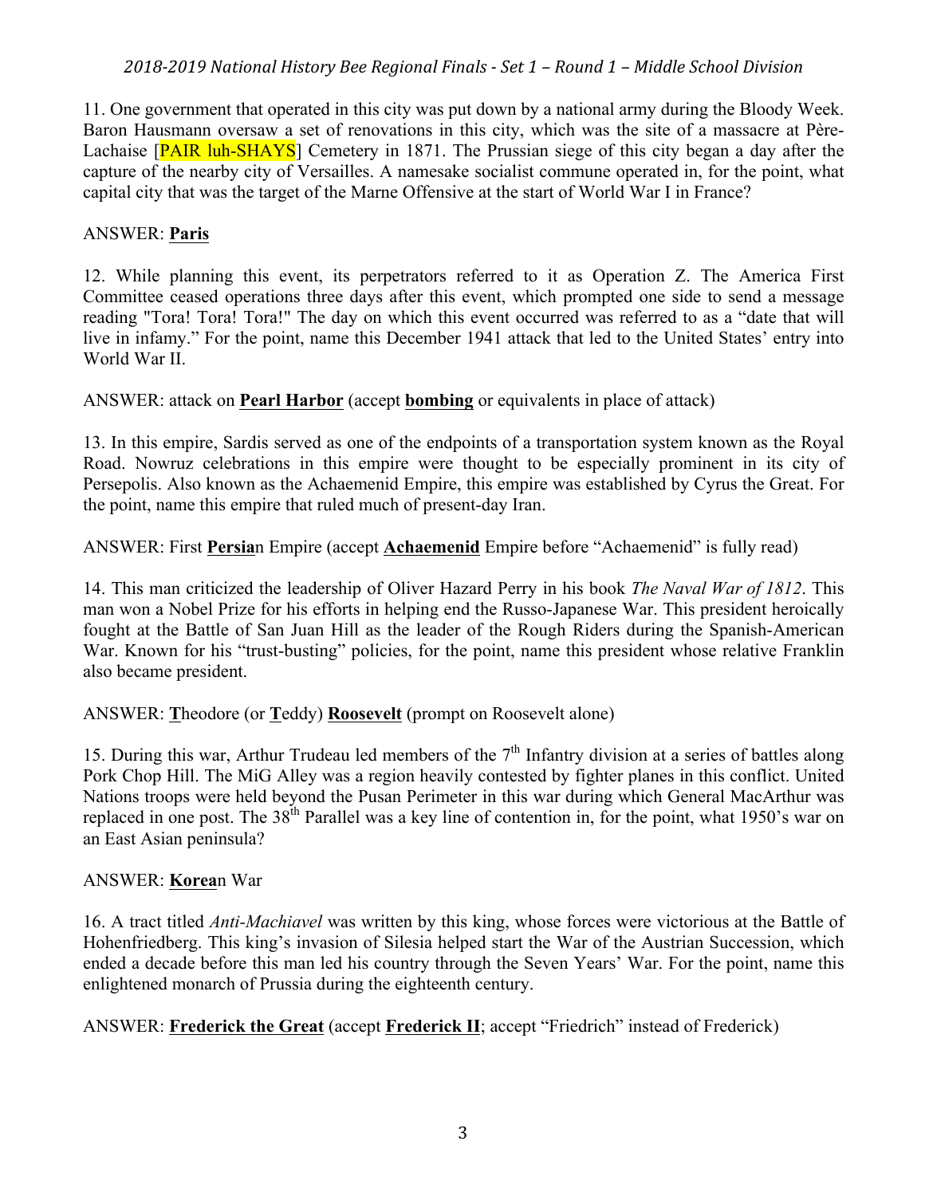11. One government that operated in this city was put down by a national army during the Bloody Week. Baron Hausmann oversaw a set of renovations in this city, which was the site of a massacre at Père-Lachaise [PAIR luh-SHAYS] Cemetery in 1871. The Prussian siege of this city began a day after the capture of the nearby city of Versailles. A namesake socialist commune operated in, for the point, what capital city that was the target of the Marne Offensive at the start of World War I in France?

ANSWER: **Paris**

12. While planning this event, its perpetrators referred to it as Operation Z. The America First Committee ceased operations three days after this event, which prompted one side to send a message reading "Tora! Tora! Tora!" The day on which this event occurred was referred to as a "date that will live in infamy." For the point, name this December 1941 attack that led to the United States' entry into World War II.

ANSWER: attack on **Pearl Harbor** (accept **bombing** or equivalents in place of attack)

13. In this empire, Sardis served as one of the endpoints of a transportation system known as the Royal Road. Nowruz celebrations in this empire were thought to be especially prominent in its city of Persepolis. Also known as the Achaemenid Empire, this empire was established by Cyrus the Great. For the point, name this empire that ruled much of present-day Iran.

ANSWER: First **Persia**n Empire (accept **Achaemenid** Empire before "Achaemenid" is fully read)

14. This man criticized the leadership of Oliver Hazard Perry in his book *The Naval War of 1812*. This man won a Nobel Prize for his efforts in helping end the Russo-Japanese War. This president heroically fought at the Battle of San Juan Hill as the leader of the Rough Riders during the Spanish-American War. Known for his "trust-busting" policies, for the point, name this president whose relative Franklin also became president.

ANSWER: **T**heodore (or **T**eddy) **Roosevelt** (prompt on Roosevelt alone)

15. During this war, Arthur Trudeau led members of the 7th Infantry division at a series of battles along Pork Chop Hill. The MiG Alley was a region heavily contested by fighter planes in this conflict. United Nations troops were held beyond the Pusan Perimeter in this war during which General MacArthur was replaced in one post. The 38th Parallel was a key line of contention in, for the point, what 1950's war on an East Asian peninsula?

ANSWER: **Korea**n War

16. A tract titled *Anti-Machiavel* was written by this king, whose forces were victorious at the Battle of Hohenfriedberg. This king's invasion of Silesia helped start the War of the Austrian Succession, which ended a decade before this man led his country through the Seven Years' War. For the point, name this enlightened monarch of Prussia during the eighteenth century.

ANSWER: **Frederick the Great** (accept **Frederick II**; accept "Friedrich" instead of Frederick)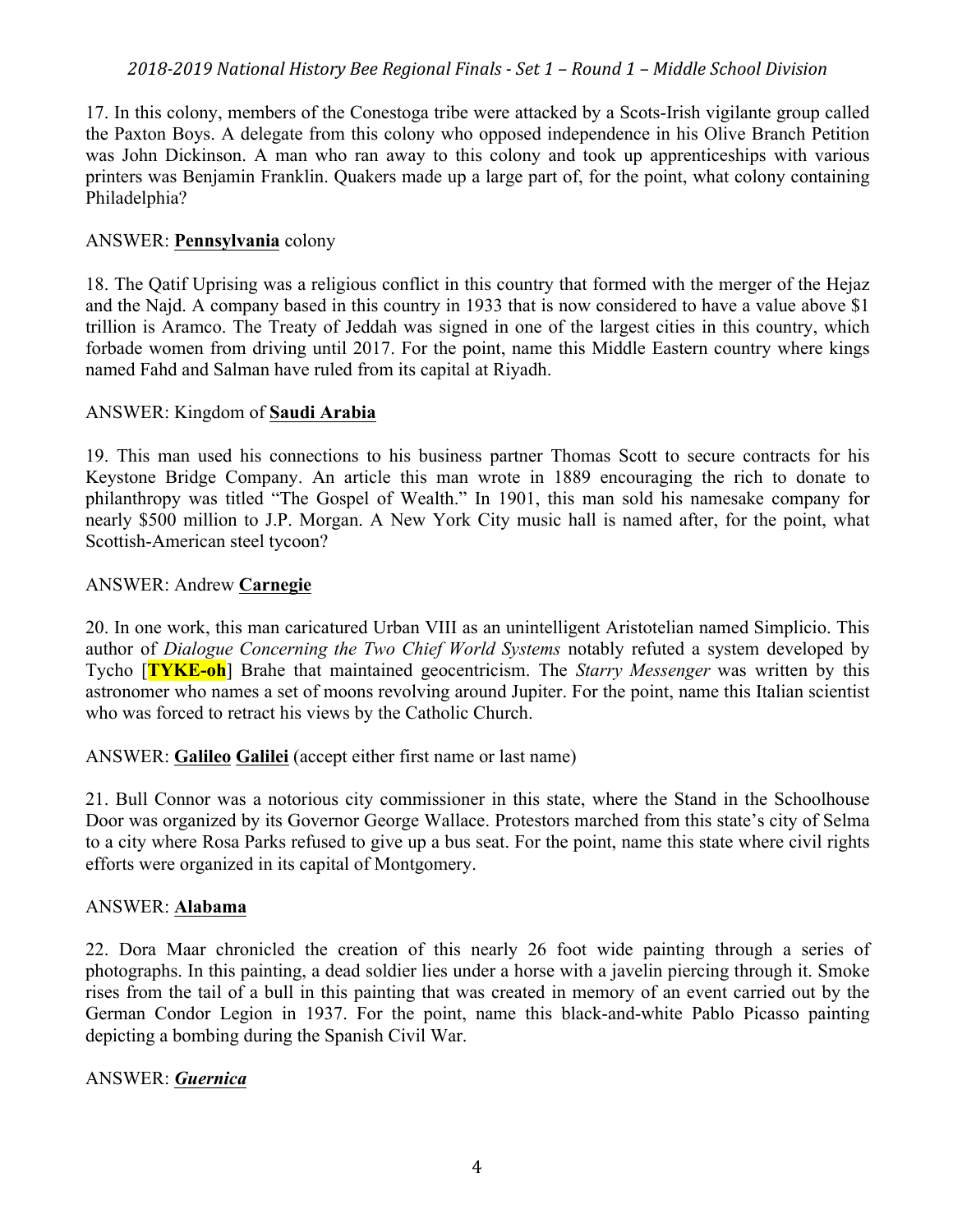17. In this colony, members of the Conestoga tribe were attacked by a Scots-Irish vigilante group called the Paxton Boys. A delegate from this colony who opposed independence in his Olive Branch Petition was John Dickinson. A man who ran away to this colony and took up apprenticeships with various printers was Benjamin Franklin. Quakers made up a large part of, for the point, what colony containing Philadelphia?

ANSWER: **Pennsylvania** colony

18. The Qatif Uprising was a religious conflict in this country that formed with the merger of the Hejaz and the Najd. A company based in this country in 1933 that is now considered to have a value above $1 trillion is Aramco. The Treaty of Jeddah was signed in one of the largest cities in this country, which forbade women from driving until 2017. For the point, name this Middle Eastern country where kings named Fahd and Salman have ruled from its capital at Riyadh.

ANSWER: Kingdom of **Saudi Arabia**

19. This man used his connections to his business partner Thomas Scott to secure contracts for his Keystone Bridge Company. An article this man wrote in 1889 encouraging the rich to donate to philanthropy was titled "The Gospel of Wealth." In 1901, this man sold his namesake company for nearly $500 million to J.P. Morgan. A New York City music hall is named after, for the point, what Scottish-American steel tycoon?

ANSWER: Andrew **Carnegie**

20. In one work, this man caricatured Urban VIII as an unintelligent Aristotelian named Simplicio. This author of *Dialogue Concerning the Two Chief World Systems* notably refuted a system developed by Tycho [**TYKE-oh**] Brahe that maintained geocentricism. The *Starry Messenger* was written by this astronomer who names a set of moons revolving around Jupiter. For the point, name this Italian scientist who was forced to retract his views by the Catholic Church.

ANSWER: **Galileo** **Galilei** (accept either first name or last name)

21. Bull Connor was a notorious city commissioner in this state, where the Stand in the Schoolhouse Door was organized by its Governor George Wallace. Protestors marched from this state's city of Selma to a city where Rosa Parks refused to give up a bus seat. For the point, name this state where civil rights efforts were organized in its capital of Montgomery.

ANSWER: **Alabama**

22. Dora Maar chronicled the creation of this nearly 26 foot wide painting through a series of photographs. In this painting, a dead soldier lies under a horse with a javelin piercing through it. Smoke rises from the tail of a bull in this painting that was created in memory of an event carried out by the German Condor Legion in 1937. For the point, name this black-and-white Pablo Picasso painting depicting a bombing during the Spanish Civil War.

ANSWER: ***Guernica***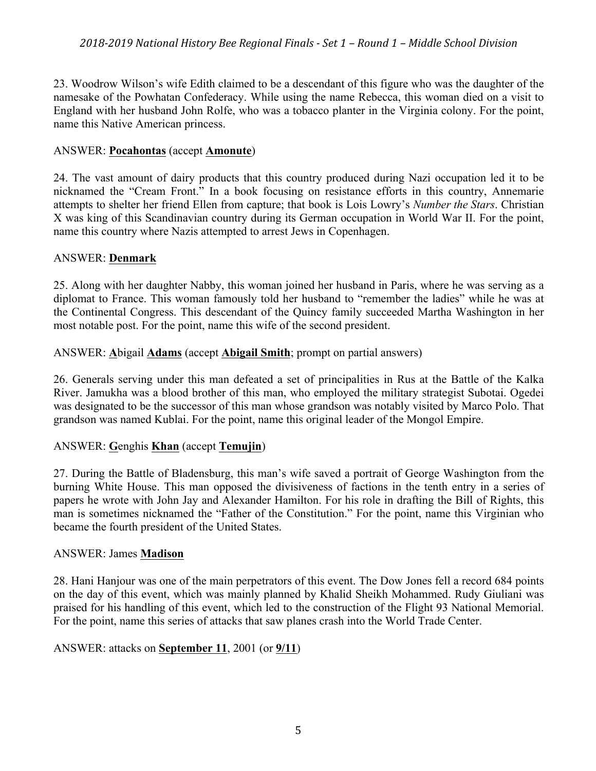23. Woodrow Wilson's wife Edith claimed to be a descendant of this figure who was the daughter of the namesake of the Powhatan Confederacy. While using the name Rebecca, this woman died on a visit to England with her husband John Rolfe, who was a tobacco planter in the Virginia colony. For the point, name this Native American princess.

ANSWER: **Pocahontas** (accept **Amonute**)

24. The vast amount of dairy products that this country produced during Nazi occupation led it to be nicknamed the "Cream Front." In a book focusing on resistance efforts in this country, Annemarie attempts to shelter her friend Ellen from capture; that book is Lois Lowry's *Number the Stars*. Christian X was king of this Scandinavian country during its German occupation in World War II. For the point, name this country where Nazis attempted to arrest Jews in Copenhagen.

ANSWER: **Denmark**

25. Along with her daughter Nabby, this woman joined her husband in Paris, where he was serving as a diplomat to France. This woman famously told her husband to "remember the ladies" while he was at the Continental Congress. This descendant of the Quincy family succeeded Martha Washington in her most notable post. For the point, name this wife of the second president.

ANSWER: **A**bigail **Adams** (accept **Abigail Smith**; prompt on partial answers)

26. Generals serving under this man defeated a set of principalities in Rus at the Battle of the Kalka River. Jamukha was a blood brother of this man, who employed the military strategist Subotai. Ogedei was designated to be the successor of this man whose grandson was notably visited by Marco Polo. That grandson was named Kublai. For the point, name this original leader of the Mongol Empire.

ANSWER: **G**enghis **Khan** (accept **Temujin**)

27. During the Battle of Bladensburg, this man's wife saved a portrait of George Washington from the burning White House. This man opposed the divisiveness of factions in the tenth entry in a series of papers he wrote with John Jay and Alexander Hamilton. For his role in drafting the Bill of Rights, this man is sometimes nicknamed the "Father of the Constitution." For the point, name this Virginian who became the fourth president of the United States.

ANSWER: James **Madison**

28. Hani Hanjour was one of the main perpetrators of this event. The Dow Jones fell a record 684 points on the day of this event, which was mainly planned by Khalid Sheikh Mohammed. Rudy Giuliani was praised for his handling of this event, which led to the construction of the Flight 93 National Memorial. For the point, name this series of attacks that saw planes crash into the World Trade Center.

ANSWER: attacks on **September 11**, 2001 (or **9/11**)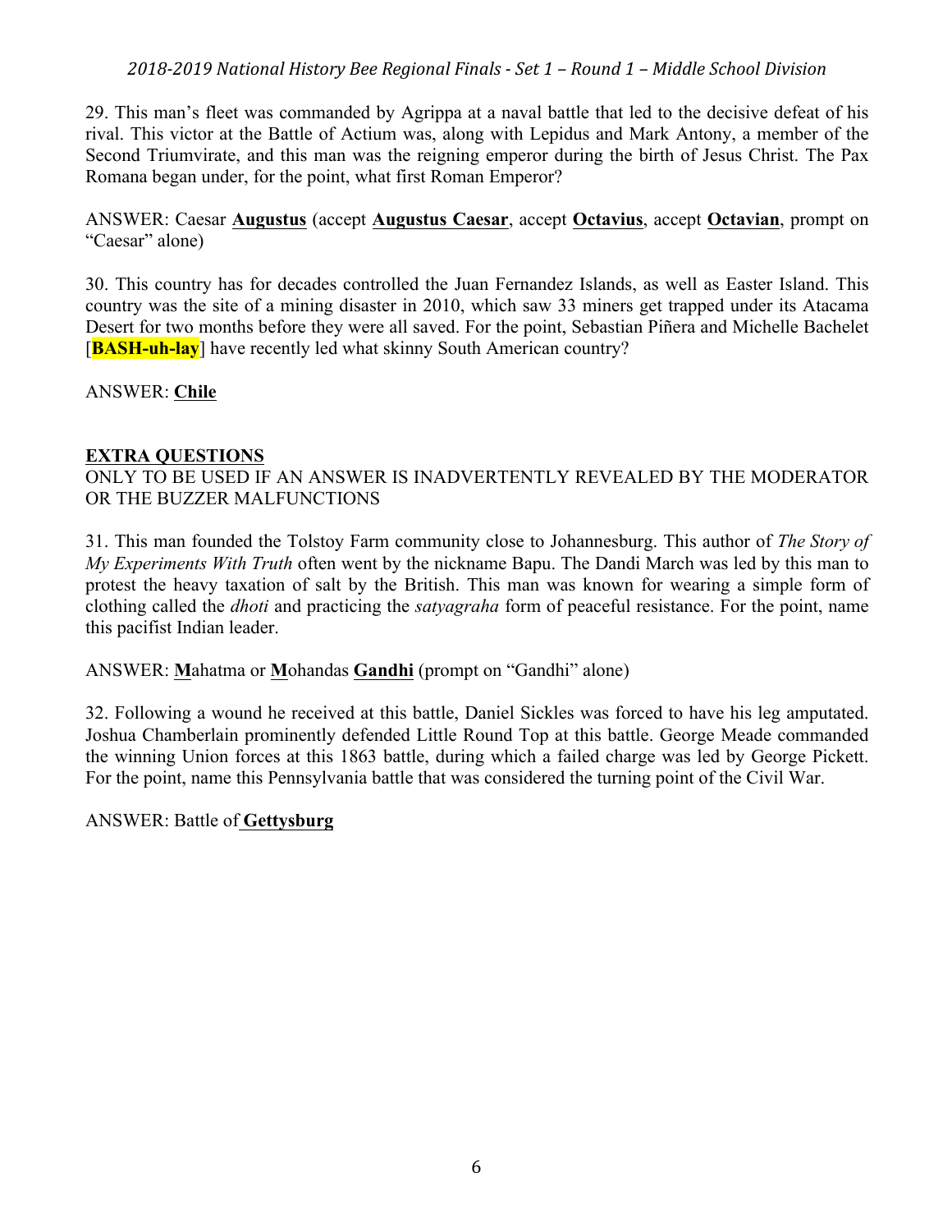29. This man's fleet was commanded by Agrippa at a naval battle that led to the decisive defeat of his rival. This victor at the Battle of Actium was, along with Lepidus and Mark Antony, a member of the Second Triumvirate, and this man was the reigning emperor during the birth of Jesus Christ. The Pax Romana began under, for the point, what first Roman Emperor?

ANSWER: Caesar **Augustus** (accept **Augustus Caesar**, accept **Octavius**, accept **Octavian**, prompt on "Caesar" alone)

30. This country has for decades controlled the Juan Fernandez Islands, as well as Easter Island. This country was the site of a mining disaster in 2010, which saw 33 miners get trapped under its Atacama Desert for two months before they were all saved. For the point, Sebastian Piñera and Michelle Bachelet [**BASH-uh-lay**] have recently led what skinny South American country?

ANSWER: **Chile**

**EXTRA QUESTIONS**

ONLY TO BE USED IF AN ANSWER IS INADVERTENTLY REVEALED BY THE MODERATOR OR THE BUZZER MALFUNCTIONS

31. This man founded the Tolstoy Farm community close to Johannesburg. This author of *The Story of My Experiments With Truth* often went by the nickname Bapu. The Dandi March was led by this man to protest the heavy taxation of salt by the British. This man was known for wearing a simple form of clothing called the *dhoti* and practicing the *satyagraha* form of peaceful resistance. For the point, name this pacifist Indian leader.

ANSWER: **M**ahatma or **M**ohandas **Gandhi** (prompt on "Gandhi" alone)

32. Following a wound he received at this battle, Daniel Sickles was forced to have his leg amputated. Joshua Chamberlain prominently defended Little Round Top at this battle. George Meade commanded the winning Union forces at this 1863 battle, during which a failed charge was led by George Pickett. For the point, name this Pennsylvania battle that was considered the turning point of the Civil War.

ANSWER: Battle of **Gettysburg**